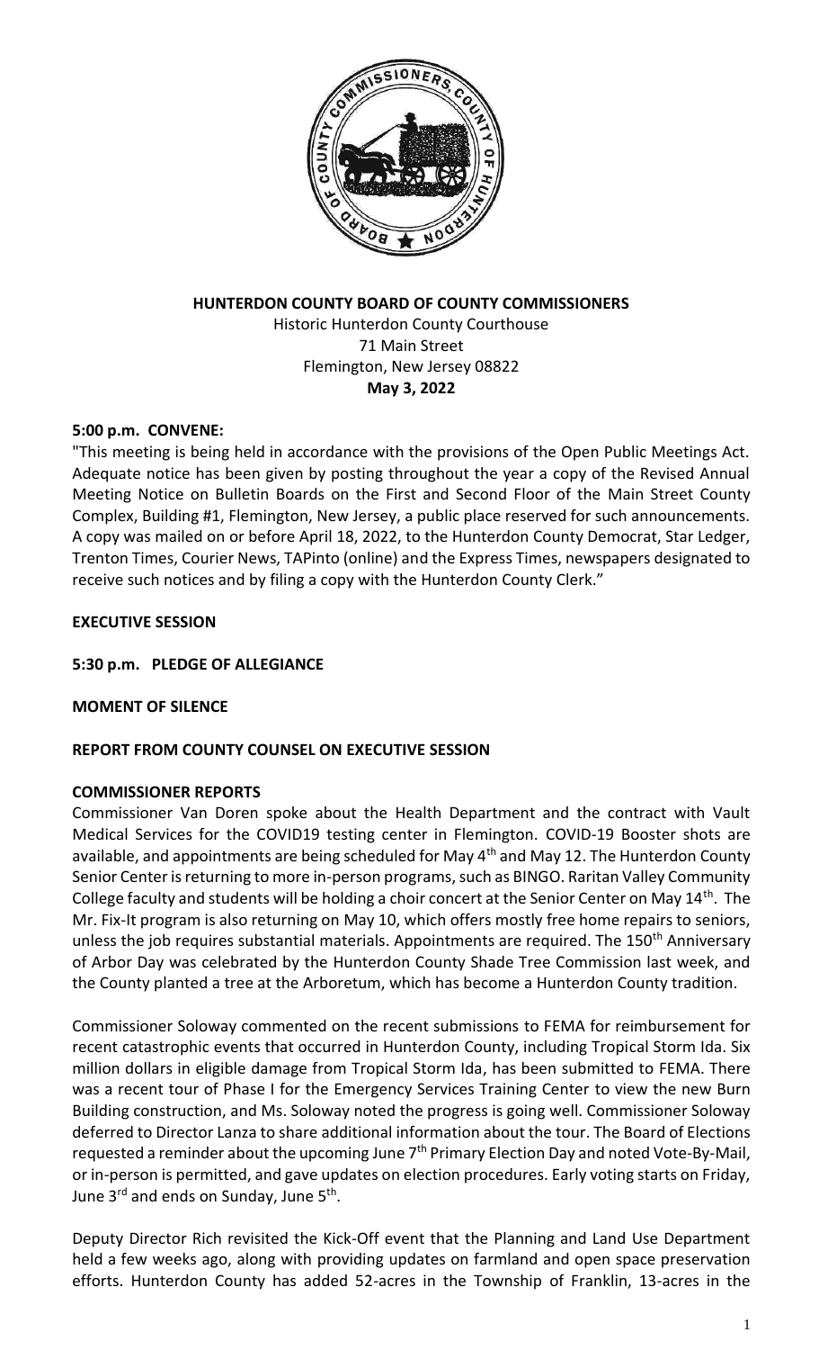# HUNTERDON COUNTY BOARD OF COUNTY COMMISSIONERS

Historic Hunterdon County Courthouse
71 Main Street
Flemington, New Jersey 08822
**May 3, 2022**

**5:00 p.m. CONVENE:**

"This meeting is being held in accordance with the provisions of the Open Public Meetings Act. Adequate notice has been given by posting throughout the year a copy of the Revised Annual Meeting Notice on Bulletin Boards on the First and Second Floor of the Main Street County Complex, Building #1, Flemington, New Jersey, a public place reserved for such announcements. A copy was mailed on or before April 18, 2022, to the Hunterdon County Democrat, Star Ledger, Trenton Times, Courier News, TAPinto (online) and the Express Times, newspapers designated to receive such notices and by filing a copy with the Hunterdon County Clerk."

**EXECUTIVE SESSION**

**5:30 p.m. PLEDGE OF ALLEGIANCE**

**MOMENT OF SILENCE**

**REPORT FROM COUNTY COUNSEL ON EXECUTIVE SESSION**

**COMMISSIONER REPORTS**

Commissioner Van Doren spoke about the Health Department and the contract with Vault Medical Services for the COVID19 testing center in Flemington. COVID-19 Booster shots are available, and appointments are being scheduled for May 4th and May 12. The Hunterdon County Senior Center is returning to more in-person programs, such as BINGO. Raritan Valley Community College faculty and students will be holding a choir concert at the Senior Center on May 14th. The Mr. Fix-It program is also returning on May 10, which offers mostly free home repairs to seniors, unless the job requires substantial materials. Appointments are required. The 150th Anniversary of Arbor Day was celebrated by the Hunterdon County Shade Tree Commission last week, and the County planted a tree at the Arboretum, which has become a Hunterdon County tradition.

Commissioner Soloway commented on the recent submissions to FEMA for reimbursement for recent catastrophic events that occurred in Hunterdon County, including Tropical Storm Ida. Six million dollars in eligible damage from Tropical Storm Ida, has been submitted to FEMA. There was a recent tour of Phase I for the Emergency Services Training Center to view the new Burn Building construction, and Ms. Soloway noted the progress is going well. Commissioner Soloway deferred to Director Lanza to share additional information about the tour. The Board of Elections requested a reminder about the upcoming June 7th Primary Election Day and noted Vote-By-Mail, or in-person is permitted, and gave updates on election procedures. Early voting starts on Friday, June 3rd and ends on Sunday, June 5th.

Deputy Director Rich revisited the Kick-Off event that the Planning and Land Use Department held a few weeks ago, along with providing updates on farmland and open space preservation efforts. Hunterdon County has added 52-acres in the Township of Franklin, 13-acres in the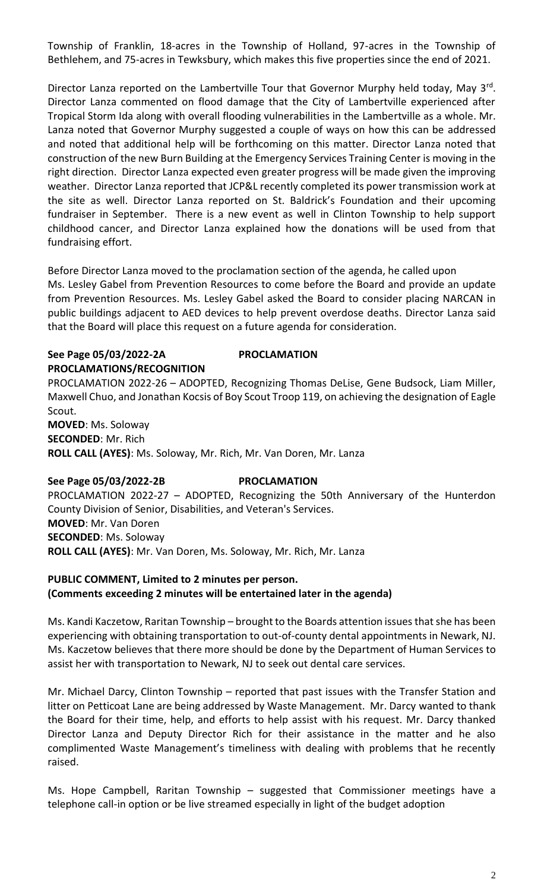Township of Franklin, 18-acres in the Township of Holland, 97-acres in the Township of Bethlehem, and 75-acres in Tewksbury, which makes this five properties since the end of 2021.

Director Lanza reported on the Lambertville Tour that Governor Murphy held today, May 3rd. Director Lanza commented on flood damage that the City of Lambertville experienced after Tropical Storm Ida along with overall flooding vulnerabilities in the Lambertville as a whole. Mr. Lanza noted that Governor Murphy suggested a couple of ways on how this can be addressed and noted that additional help will be forthcoming on this matter. Director Lanza noted that construction of the new Burn Building at the Emergency Services Training Center is moving in the right direction. Director Lanza expected even greater progress will be made given the improving weather. Director Lanza reported that JCP&L recently completed its power transmission work at the site as well. Director Lanza reported on St. Baldrick's Foundation and their upcoming fundraiser in September. There is a new event as well in Clinton Township to help support childhood cancer, and Director Lanza explained how the donations will be used from that fundraising effort.

Before Director Lanza moved to the proclamation section of the agenda, he called upon Ms. Lesley Gabel from Prevention Resources to come before the Board and provide an update from Prevention Resources. Ms. Lesley Gabel asked the Board to consider placing NARCAN in public buildings adjacent to AED devices to help prevent overdose deaths. Director Lanza said that the Board will place this request on a future agenda for consideration.

**See Page 05/03/2022-2A PROCLAMATION**

**PROCLAMATIONS/RECOGNITION**

PROCLAMATION 2022-26 – ADOPTED, Recognizing Thomas DeLise, Gene Budsock, Liam Miller, Maxwell Chuo, and Jonathan Kocsis of Boy Scout Troop 119, on achieving the designation of Eagle Scout.

**MOVED**: Ms. Soloway
**SECONDED**: Mr. Rich
**ROLL CALL (AYES)**: Ms. Soloway, Mr. Rich, Mr. Van Doren, Mr. Lanza

**See Page 05/03/2022-2B PROCLAMATION**

PROCLAMATION 2022-27 – ADOPTED, Recognizing the 50th Anniversary of the Hunterdon County Division of Senior, Disabilities, and Veteran's Services.

**MOVED**: Mr. Van Doren
**SECONDED**: Ms. Soloway
**ROLL CALL (AYES)**: Mr. Van Doren, Ms. Soloway, Mr. Rich, Mr. Lanza

**PUBLIC COMMENT, Limited to 2 minutes per person.**
**(Comments exceeding 2 minutes will be entertained later in the agenda)**

Ms. Kandi Kaczetow, Raritan Township – brought to the Boards attention issues that she has been experiencing with obtaining transportation to out-of-county dental appointments in Newark, NJ. Ms. Kaczetow believes that there more should be done by the Department of Human Services to assist her with transportation to Newark, NJ to seek out dental care services.

Mr. Michael Darcy, Clinton Township – reported that past issues with the Transfer Station and litter on Petticoat Lane are being addressed by Waste Management. Mr. Darcy wanted to thank the Board for their time, help, and efforts to help assist with his request. Mr. Darcy thanked Director Lanza and Deputy Director Rich for their assistance in the matter and he also complimented Waste Management's timeliness with dealing with problems that he recently raised.

Ms. Hope Campbell, Raritan Township – suggested that Commissioner meetings have a telephone call-in option or be live streamed especially in light of the budget adoption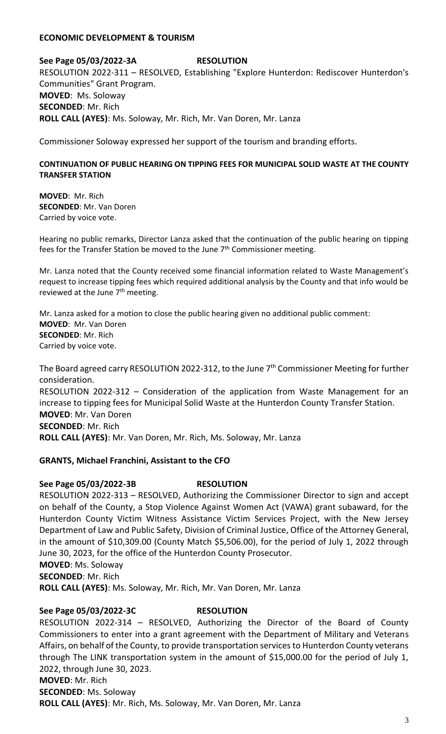## ECONOMIC DEVELOPMENT & TOURISM

**See Page 05/03/2022-3A RESOLUTION**

RESOLUTION 2022-311 – RESOLVED, Establishing "Explore Hunterdon: Rediscover Hunterdon's Communities" Grant Program.

**MOVED**: Ms. Soloway
**SECONDED**: Mr. Rich
**ROLL CALL (AYES)**: Ms. Soloway, Mr. Rich, Mr. Van Doren, Mr. Lanza

Commissioner Soloway expressed her support of the tourism and branding efforts.

## CONTINUATION OF PUBLIC HEARING ON TIPPING FEES FOR MUNICIPAL SOLID WASTE AT THE COUNTY TRANSFER STATION

**MOVED**: Mr. Rich
**SECONDED**: Mr. Van Doren
Carried by voice vote.

Hearing no public remarks, Director Lanza asked that the continuation of the public hearing on tipping fees for the Transfer Station be moved to the June 7th Commissioner meeting.

Mr. Lanza noted that the County received some financial information related to Waste Management's request to increase tipping fees which required additional analysis by the County and that info would be reviewed at the June 7th meeting.

Mr. Lanza asked for a motion to close the public hearing given no additional public comment:

**MOVED**: Mr. Van Doren
**SECONDED**: Mr. Rich
Carried by voice vote.

The Board agreed carry RESOLUTION 2022-312, to the June 7th Commissioner Meeting for further consideration.

RESOLUTION 2022-312 – Consideration of the application from Waste Management for an increase to tipping fees for Municipal Solid Waste at the Hunterdon County Transfer Station.

**MOVED**: Mr. Van Doren
**SECONDED**: Mr. Rich
**ROLL CALL (AYES)**: Mr. Van Doren, Mr. Rich, Ms. Soloway, Mr. Lanza

## GRANTS, Michael Franchini, Assistant to the CFO

**See Page 05/03/2022-3B RESOLUTION**

RESOLUTION 2022-313 – RESOLVED, Authorizing the Commissioner Director to sign and accept on behalf of the County, a Stop Violence Against Women Act (VAWA) grant subaward, for the Hunterdon County Victim Witness Assistance Victim Services Project, with the New Jersey Department of Law and Public Safety, Division of Criminal Justice, Office of the Attorney General, in the amount of $10,309.00 (County Match $5,506.00), for the period of July 1, 2022 through June 30, 2023, for the office of the Hunterdon County Prosecutor.

**MOVED**: Ms. Soloway
**SECONDED**: Mr. Rich
**ROLL CALL (AYES)**: Ms. Soloway, Mr. Rich, Mr. Van Doren, Mr. Lanza

**See Page 05/03/2022-3C RESOLUTION**

RESOLUTION 2022-314 – RESOLVED, Authorizing the Director of the Board of County Commissioners to enter into a grant agreement with the Department of Military and Veterans Affairs, on behalf of the County, to provide transportation services to Hunterdon County veterans through The LINK transportation system in the amount of $15,000.00 for the period of July 1, 2022, through June 30, 2023.

**MOVED**: Mr. Rich
**SECONDED**: Ms. Soloway
**ROLL CALL (AYES)**: Mr. Rich, Ms. Soloway, Mr. Van Doren, Mr. Lanza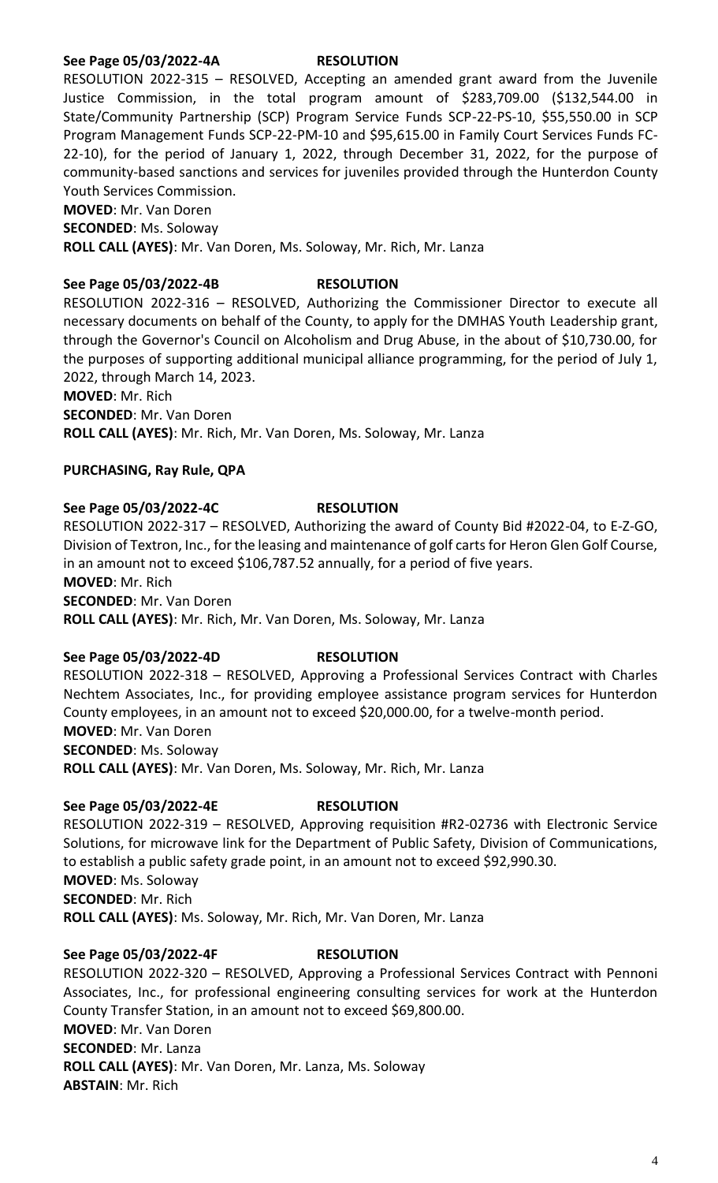**See Page 05/03/2022-4A RESOLUTION**

RESOLUTION 2022-315 – RESOLVED, Accepting an amended grant award from the Juvenile Justice Commission, in the total program amount of $283,709.00 ($132,544.00 in State/Community Partnership (SCP) Program Service Funds SCP-22-PS-10, $55,550.00 in SCP Program Management Funds SCP-22-PM-10 and $95,615.00 in Family Court Services Funds FC-22-10), for the period of January 1, 2022, through December 31, 2022, for the purpose of community-based sanctions and services for juveniles provided through the Hunterdon County Youth Services Commission.

**MOVED**: Mr. Van Doren
**SECONDED**: Ms. Soloway
**ROLL CALL (AYES)**: Mr. Van Doren, Ms. Soloway, Mr. Rich, Mr. Lanza

**See Page 05/03/2022-4B RESOLUTION**

RESOLUTION 2022-316 – RESOLVED, Authorizing the Commissioner Director to execute all necessary documents on behalf of the County, to apply for the DMHAS Youth Leadership grant, through the Governor's Council on Alcoholism and Drug Abuse, in the about of $10,730.00, for the purposes of supporting additional municipal alliance programming, for the period of July 1, 2022, through March 14, 2023.

**MOVED**: Mr. Rich
**SECONDED**: Mr. Van Doren
**ROLL CALL (AYES)**: Mr. Rich, Mr. Van Doren, Ms. Soloway, Mr. Lanza

**PURCHASING, Ray Rule, QPA**

**See Page 05/03/2022-4C RESOLUTION**

RESOLUTION 2022-317 – RESOLVED, Authorizing the award of County Bid #2022-04, to E-Z-GO, Division of Textron, Inc., for the leasing and maintenance of golf carts for Heron Glen Golf Course, in an amount not to exceed $106,787.52 annually, for a period of five years.

**MOVED**: Mr. Rich
**SECONDED**: Mr. Van Doren
**ROLL CALL (AYES)**: Mr. Rich, Mr. Van Doren, Ms. Soloway, Mr. Lanza

**See Page 05/03/2022-4D RESOLUTION**

RESOLUTION 2022-318 – RESOLVED, Approving a Professional Services Contract with Charles Nechtem Associates, Inc., for providing employee assistance program services for Hunterdon County employees, in an amount not to exceed $20,000.00, for a twelve-month period.

**MOVED**: Mr. Van Doren
**SECONDED**: Ms. Soloway
**ROLL CALL (AYES)**: Mr. Van Doren, Ms. Soloway, Mr. Rich, Mr. Lanza

**See Page 05/03/2022-4E RESOLUTION**

RESOLUTION 2022-319 – RESOLVED, Approving requisition #R2-02736 with Electronic Service Solutions, for microwave link for the Department of Public Safety, Division of Communications, to establish a public safety grade point, in an amount not to exceed $92,990.30.

**MOVED**: Ms. Soloway
**SECONDED**: Mr. Rich
**ROLL CALL (AYES)**: Ms. Soloway, Mr. Rich, Mr. Van Doren, Mr. Lanza

**See Page 05/03/2022-4F RESOLUTION**

RESOLUTION 2022-320 – RESOLVED, Approving a Professional Services Contract with Pennoni Associates, Inc., for professional engineering consulting services for work at the Hunterdon County Transfer Station, in an amount not to exceed $69,800.00.

**MOVED**: Mr. Van Doren
**SECONDED**: Mr. Lanza
**ROLL CALL (AYES)**: Mr. Van Doren, Mr. Lanza, Ms. Soloway
**ABSTAIN**: Mr. Rich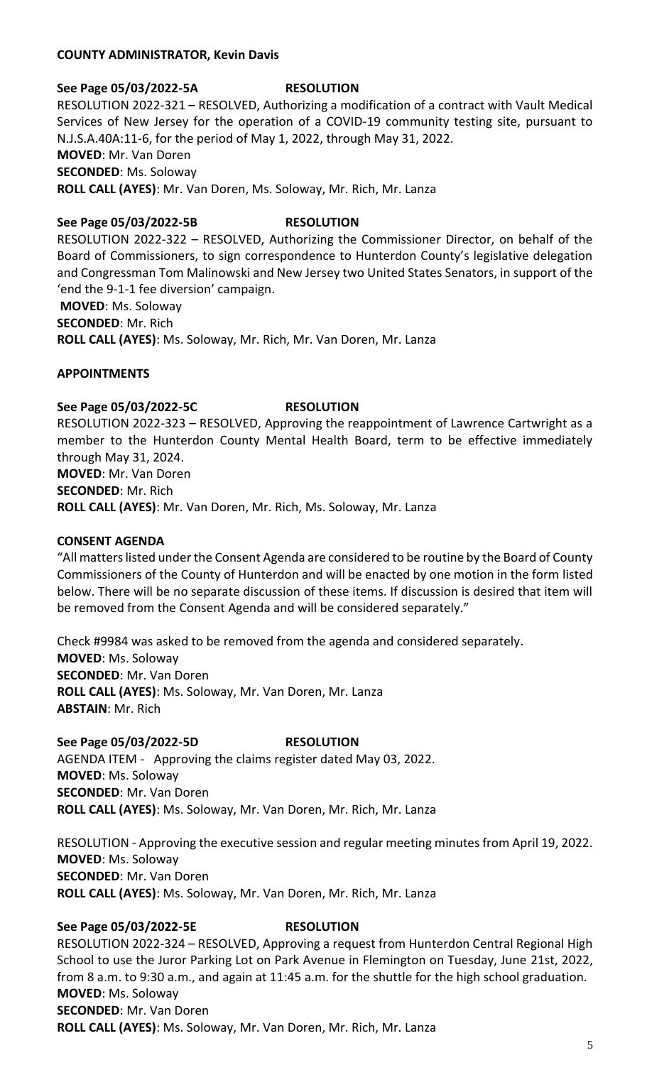**COUNTY ADMINISTRATOR, Kevin Davis**

**See Page 05/03/2022-5A RESOLUTION**

RESOLUTION 2022-321 – RESOLVED, Authorizing a modification of a contract with Vault Medical Services of New Jersey for the operation of a COVID-19 community testing site, pursuant to N.J.S.A.40A:11-6, for the period of May 1, 2022, through May 31, 2022.

**MOVED**: Mr. Van Doren

**SECONDED**: Ms. Soloway

**ROLL CALL (AYES)**: Mr. Van Doren, Ms. Soloway, Mr. Rich, Mr. Lanza

**See Page 05/03/2022-5B RESOLUTION**

RESOLUTION 2022-322 – RESOLVED, Authorizing the Commissioner Director, on behalf of the Board of Commissioners, to sign correspondence to Hunterdon County's legislative delegation and Congressman Tom Malinowski and New Jersey two United States Senators, in support of the 'end the 9-1-1 fee diversion' campaign.

**MOVED**: Ms. Soloway

**SECONDED**: Mr. Rich

**ROLL CALL (AYES)**: Ms. Soloway, Mr. Rich, Mr. Van Doren, Mr. Lanza

**APPOINTMENTS**

**See Page 05/03/2022-5C RESOLUTION**

RESOLUTION 2022-323 – RESOLVED, Approving the reappointment of Lawrence Cartwright as a member to the Hunterdon County Mental Health Board, term to be effective immediately through May 31, 2024.

**MOVED**: Mr. Van Doren

**SECONDED**: Mr. Rich

**ROLL CALL (AYES)**: Mr. Van Doren, Mr. Rich, Ms. Soloway, Mr. Lanza

**CONSENT AGENDA**

"All matters listed under the Consent Agenda are considered to be routine by the Board of County Commissioners of the County of Hunterdon and will be enacted by one motion in the form listed below. There will be no separate discussion of these items. If discussion is desired that item will be removed from the Consent Agenda and will be considered separately."

Check #9984 was asked to be removed from the agenda and considered separately.

**MOVED**: Ms. Soloway

**SECONDED**: Mr. Van Doren

**ROLL CALL (AYES)**: Ms. Soloway, Mr. Van Doren, Mr. Lanza

**ABSTAIN**: Mr. Rich

**See Page 05/03/2022-5D RESOLUTION**

AGENDA ITEM - Approving the claims register dated May 03, 2022.

**MOVED**: Ms. Soloway

**SECONDED**: Mr. Van Doren

**ROLL CALL (AYES)**: Ms. Soloway, Mr. Van Doren, Mr. Rich, Mr. Lanza

RESOLUTION - Approving the executive session and regular meeting minutes from April 19, 2022.

**MOVED**: Ms. Soloway

**SECONDED**: Mr. Van Doren

**ROLL CALL (AYES)**: Ms. Soloway, Mr. Van Doren, Mr. Rich, Mr. Lanza

**See Page 05/03/2022-5E RESOLUTION**

RESOLUTION 2022-324 – RESOLVED, Approving a request from Hunterdon Central Regional High School to use the Juror Parking Lot on Park Avenue in Flemington on Tuesday, June 21st, 2022, from 8 a.m. to 9:30 a.m., and again at 11:45 a.m. for the shuttle for the high school graduation.

**MOVED**: Ms. Soloway

**SECONDED**: Mr. Van Doren

**ROLL CALL (AYES)**: Ms. Soloway, Mr. Van Doren, Mr. Rich, Mr. Lanza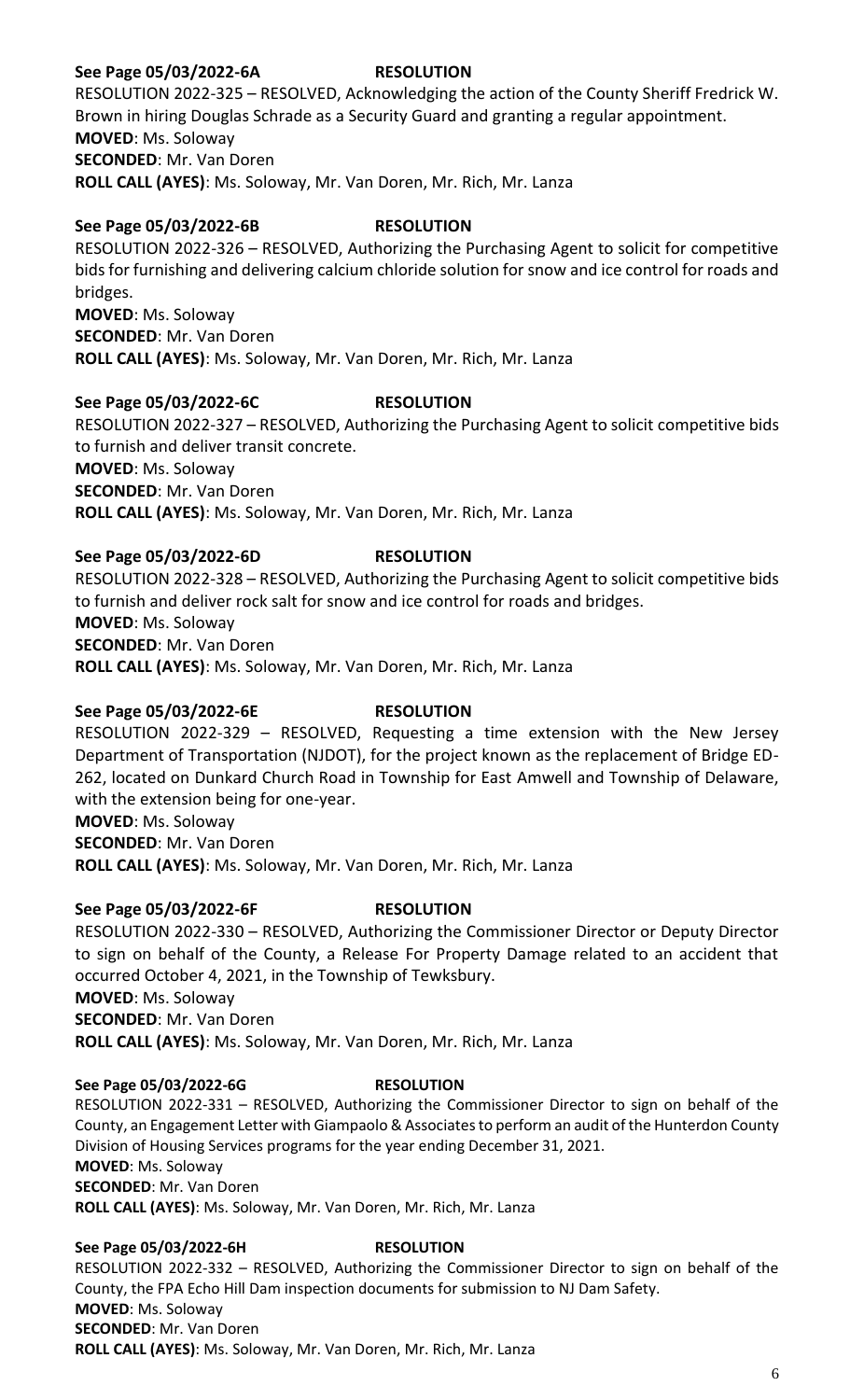**See Page 05/03/2022-6A RESOLUTION**

RESOLUTION 2022-325 – RESOLVED, Acknowledging the action of the County Sheriff Fredrick W. Brown in hiring Douglas Schrade as a Security Guard and granting a regular appointment.

**MOVED**: Ms. Soloway
**SECONDED**: Mr. Van Doren
**ROLL CALL (AYES)**: Ms. Soloway, Mr. Van Doren, Mr. Rich, Mr. Lanza

**See Page 05/03/2022-6B RESOLUTION**

RESOLUTION 2022-326 – RESOLVED, Authorizing the Purchasing Agent to solicit for competitive bids for furnishing and delivering calcium chloride solution for snow and ice control for roads and bridges.

**MOVED**: Ms. Soloway
**SECONDED**: Mr. Van Doren
**ROLL CALL (AYES)**: Ms. Soloway, Mr. Van Doren, Mr. Rich, Mr. Lanza

**See Page 05/03/2022-6C RESOLUTION**

RESOLUTION 2022-327 – RESOLVED, Authorizing the Purchasing Agent to solicit competitive bids to furnish and deliver transit concrete.

**MOVED**: Ms. Soloway
**SECONDED**: Mr. Van Doren
**ROLL CALL (AYES)**: Ms. Soloway, Mr. Van Doren, Mr. Rich, Mr. Lanza

**See Page 05/03/2022-6D RESOLUTION**

RESOLUTION 2022-328 – RESOLVED, Authorizing the Purchasing Agent to solicit competitive bids to furnish and deliver rock salt for snow and ice control for roads and bridges.

**MOVED**: Ms. Soloway
**SECONDED**: Mr. Van Doren
**ROLL CALL (AYES)**: Ms. Soloway, Mr. Van Doren, Mr. Rich, Mr. Lanza

**See Page 05/03/2022-6E RESOLUTION**

RESOLUTION 2022-329 – RESOLVED, Requesting a time extension with the New Jersey Department of Transportation (NJDOT), for the project known as the replacement of Bridge ED-262, located on Dunkard Church Road in Township for East Amwell and Township of Delaware, with the extension being for one-year.

**MOVED**: Ms. Soloway
**SECONDED**: Mr. Van Doren
**ROLL CALL (AYES)**: Ms. Soloway, Mr. Van Doren, Mr. Rich, Mr. Lanza

**See Page 05/03/2022-6F RESOLUTION**

RESOLUTION 2022-330 – RESOLVED, Authorizing the Commissioner Director or Deputy Director to sign on behalf of the County, a Release For Property Damage related to an accident that occurred October 4, 2021, in the Township of Tewksbury.

**MOVED**: Ms. Soloway
**SECONDED**: Mr. Van Doren
**ROLL CALL (AYES)**: Ms. Soloway, Mr. Van Doren, Mr. Rich, Mr. Lanza

**See Page 05/03/2022-6G RESOLUTION**

RESOLUTION 2022-331 – RESOLVED, Authorizing the Commissioner Director to sign on behalf of the County, an Engagement Letter with Giampaolo & Associates to perform an audit of the Hunterdon County Division of Housing Services programs for the year ending December 31, 2021.

**MOVED**: Ms. Soloway
**SECONDED**: Mr. Van Doren
**ROLL CALL (AYES)**: Ms. Soloway, Mr. Van Doren, Mr. Rich, Mr. Lanza

**See Page 05/03/2022-6H RESOLUTION**

RESOLUTION 2022-332 – RESOLVED, Authorizing the Commissioner Director to sign on behalf of the County, the FPA Echo Hill Dam inspection documents for submission to NJ Dam Safety.

**MOVED**: Ms. Soloway
**SECONDED**: Mr. Van Doren
**ROLL CALL (AYES)**: Ms. Soloway, Mr. Van Doren, Mr. Rich, Mr. Lanza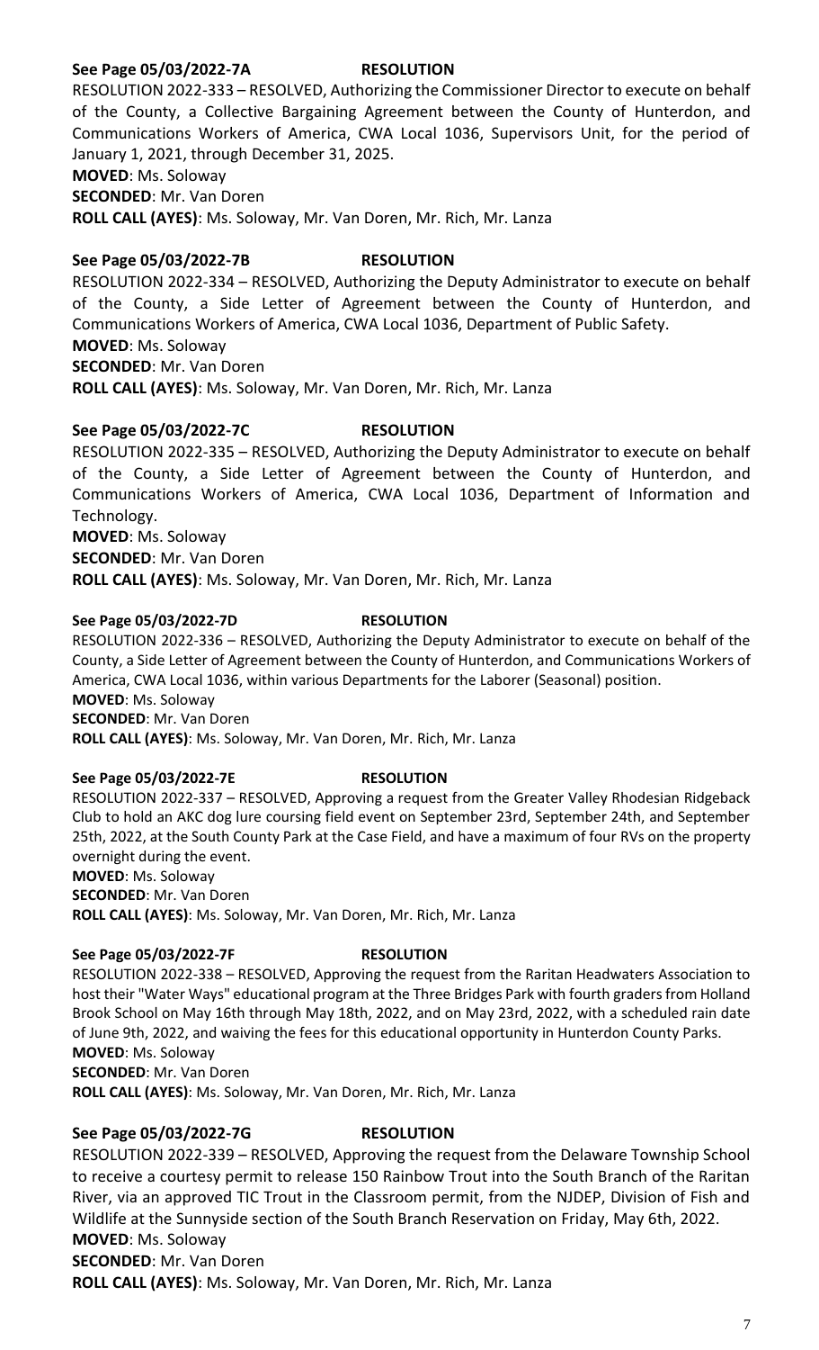**See Page 05/03/2022-7A** **RESOLUTION**

RESOLUTION 2022-333 – RESOLVED, Authorizing the Commissioner Director to execute on behalf of the County, a Collective Bargaining Agreement between the County of Hunterdon, and Communications Workers of America, CWA Local 1036, Supervisors Unit, for the period of January 1, 2021, through December 31, 2025.

**MOVED**: Ms. Soloway

**SECONDED**: Mr. Van Doren

**ROLL CALL (AYES)**: Ms. Soloway, Mr. Van Doren, Mr. Rich, Mr. Lanza

**See Page 05/03/2022-7B** **RESOLUTION**

RESOLUTION 2022-334 – RESOLVED, Authorizing the Deputy Administrator to execute on behalf of the County, a Side Letter of Agreement between the County of Hunterdon, and Communications Workers of America, CWA Local 1036, Department of Public Safety.

**MOVED**: Ms. Soloway

**SECONDED**: Mr. Van Doren

**ROLL CALL (AYES)**: Ms. Soloway, Mr. Van Doren, Mr. Rich, Mr. Lanza

**See Page 05/03/2022-7C** **RESOLUTION**

RESOLUTION 2022-335 – RESOLVED, Authorizing the Deputy Administrator to execute on behalf of the County, a Side Letter of Agreement between the County of Hunterdon, and Communications Workers of America, CWA Local 1036, Department of Information and Technology.

**MOVED**: Ms. Soloway

**SECONDED**: Mr. Van Doren

**ROLL CALL (AYES)**: Ms. Soloway, Mr. Van Doren, Mr. Rich, Mr. Lanza

**See Page 05/03/2022-7D** **RESOLUTION**

RESOLUTION 2022-336 – RESOLVED, Authorizing the Deputy Administrator to execute on behalf of the County, a Side Letter of Agreement between the County of Hunterdon, and Communications Workers of America, CWA Local 1036, within various Departments for the Laborer (Seasonal) position.

**MOVED**: Ms. Soloway

**SECONDED**: Mr. Van Doren

**ROLL CALL (AYES)**: Ms. Soloway, Mr. Van Doren, Mr. Rich, Mr. Lanza

**See Page 05/03/2022-7E** **RESOLUTION**

RESOLUTION 2022-337 – RESOLVED, Approving a request from the Greater Valley Rhodesian Ridgeback Club to hold an AKC dog lure coursing field event on September 23rd, September 24th, and September 25th, 2022, at the South County Park at the Case Field, and have a maximum of four RVs on the property overnight during the event.

**MOVED**: Ms. Soloway

**SECONDED**: Mr. Van Doren

**ROLL CALL (AYES)**: Ms. Soloway, Mr. Van Doren, Mr. Rich, Mr. Lanza

**See Page 05/03/2022-7F** **RESOLUTION**

RESOLUTION 2022-338 – RESOLVED, Approving the request from the Raritan Headwaters Association to host their "Water Ways" educational program at the Three Bridges Park with fourth graders from Holland Brook School on May 16th through May 18th, 2022, and on May 23rd, 2022, with a scheduled rain date of June 9th, 2022, and waiving the fees for this educational opportunity in Hunterdon County Parks.

**MOVED**: Ms. Soloway

**SECONDED**: Mr. Van Doren

**ROLL CALL (AYES)**: Ms. Soloway, Mr. Van Doren, Mr. Rich, Mr. Lanza

**See Page 05/03/2022-7G** **RESOLUTION**

RESOLUTION 2022-339 – RESOLVED, Approving the request from the Delaware Township School to receive a courtesy permit to release 150 Rainbow Trout into the South Branch of the Raritan River, via an approved TIC Trout in the Classroom permit, from the NJDEP, Division of Fish and Wildlife at the Sunnyside section of the South Branch Reservation on Friday, May 6th, 2022.

**MOVED**: Ms. Soloway

**SECONDED**: Mr. Van Doren

**ROLL CALL (AYES)**: Ms. Soloway, Mr. Van Doren, Mr. Rich, Mr. Lanza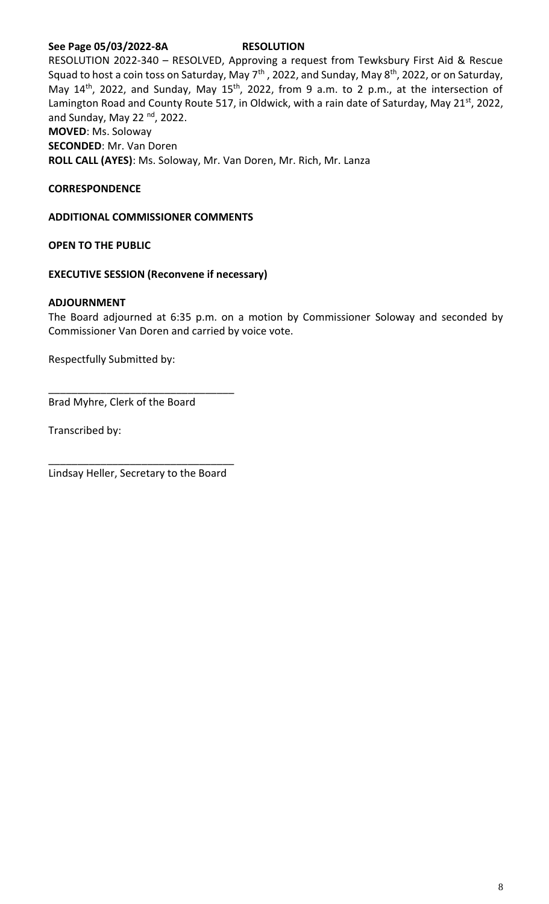**See Page 05/03/2022-8A** **RESOLUTION**

RESOLUTION 2022-340 – RESOLVED, Approving a request from Tewksbury First Aid & Rescue Squad to host a coin toss on Saturday, May 7th , 2022, and Sunday, May 8th, 2022, or on Saturday, May 14th, 2022, and Sunday, May 15th, 2022, from 9 a.m. to 2 p.m., at the intersection of Lamington Road and County Route 517, in Oldwick, with a rain date of Saturday, May 21st, 2022, and Sunday, May 22 nd, 2022.

**MOVED**: Ms. Soloway
**SECONDED**: Mr. Van Doren
**ROLL CALL (AYES)**: Ms. Soloway, Mr. Van Doren, Mr. Rich, Mr. Lanza

**CORRESPONDENCE**

**ADDITIONAL COMMISSIONER COMMENTS**

**OPEN TO THE PUBLIC**

**EXECUTIVE SESSION (Reconvene if necessary)**

**ADJOURNMENT**

The Board adjourned at 6:35 p.m. on a motion by Commissioner Soloway and seconded by Commissioner Van Doren and carried by voice vote.

Respectfully Submitted by:

________________________________
Brad Myhre, Clerk of the Board

Transcribed by:

________________________________
Lindsay Heller, Secretary to the Board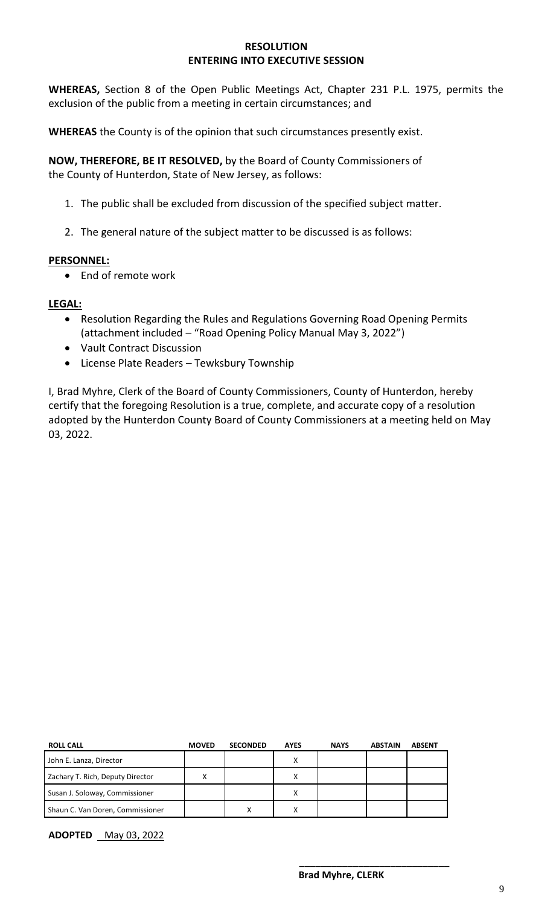# RESOLUTION
## ENTERING INTO EXECUTIVE SESSION

**WHEREAS,** Section 8 of the Open Public Meetings Act, Chapter 231 P.L. 1975, permits the exclusion of the public from a meeting in certain circumstances; and

**WHEREAS** the County is of the opinion that such circumstances presently exist.

**NOW, THEREFORE, BE IT RESOLVED,** by the Board of County Commissioners of the County of Hunterdon, State of New Jersey, as follows:

1. The public shall be excluded from discussion of the specified subject matter.
2. The general nature of the subject matter to be discussed is as follows:

**PERSONNEL:**

- End of remote work

**LEGAL:**

- Resolution Regarding the Rules and Regulations Governing Road Opening Permits (attachment included – "Road Opening Policy Manual May 3, 2022")
- Vault Contract Discussion
- License Plate Readers – Tewksbury Township

I, Brad Myhre, Clerk of the Board of County Commissioners, County of Hunterdon, hereby certify that the foregoing Resolution is a true, complete, and accurate copy of a resolution adopted by the Hunterdon County Board of County Commissioners at a meeting held on May 03, 2022.

| ROLL CALL | MOVED | SECONDED | AYES | NAYS | ABSTAIN | ABSENT |
|---|---|---|---|---|---|---|
| John E. Lanza, Director | | | X | | | |
| Zachary T. Rich, Deputy Director | X | | X | | | |
| Susan J. Soloway, Commissioner | | | X | | | |
| Shaun C. Van Doren, Commissioner | | X | X | | | |

**ADOPTED** May 03, 2022

\_\_\_\_\_\_\_\_\_\_\_\_\_\_\_\_\_\_\_\_\_\_\_\_\_\_\_\_

**Brad Myhre, CLERK**